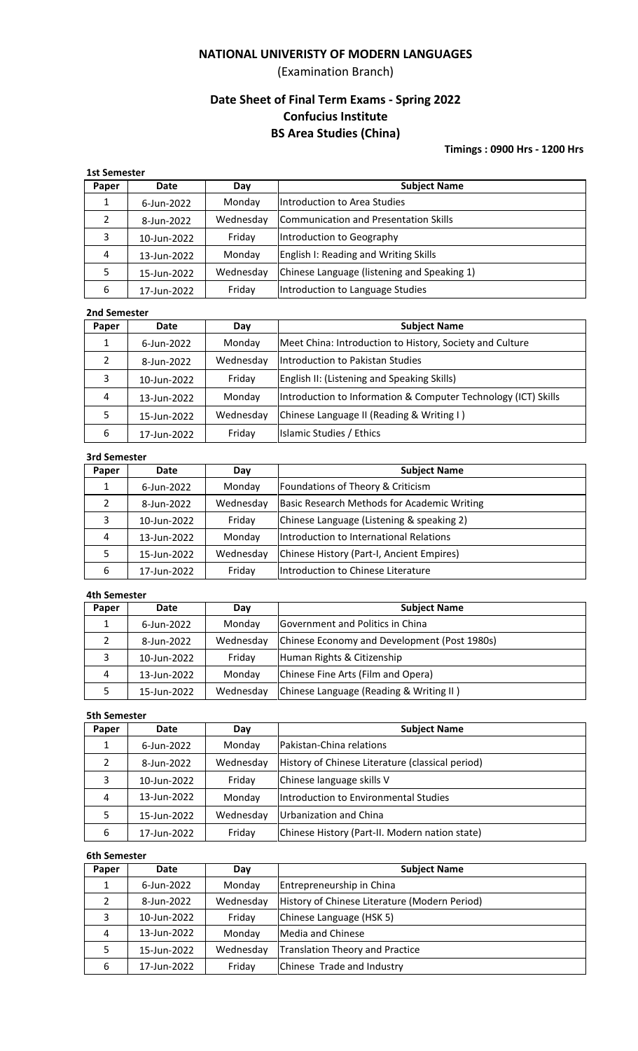# NATIONAL UNIVERISTY OF MODERN LANGUAGES

(Examination Branch)

## Date Sheet of Final Term Exams - Spring 2022
## Confucius Institute
## BS Area Studies (China)

**Timings : 0900 Hrs - 1200 Hrs**

### 1st Semester

| Paper | Date | Day | Subject Name |
|---|---|---|---|
| 1 | 6-Jun-2022 | Monday | Introduction to Area Studies |
| 2 | 8-Jun-2022 | Wednesday | Communication and Presentation Skills |
| 3 | 10-Jun-2022 | Friday | Introduction to Geography |
| 4 | 13-Jun-2022 | Monday | English I: Reading and Writing Skills |
| 5 | 15-Jun-2022 | Wednesday | Chinese Language (listening and Speaking 1) |
| 6 | 17-Jun-2022 | Friday | Introduction to Language Studies |

### 2nd Semester

| Paper | Date | Day | Subject Name |
|---|---|---|---|
| 1 | 6-Jun-2022 | Monday | Meet China: Introduction to History, Society and Culture |
| 2 | 8-Jun-2022 | Wednesday | Introduction to Pakistan Studies |
| 3 | 10-Jun-2022 | Friday | English II: (Listening and Speaking Skills) |
| 4 | 13-Jun-2022 | Monday | Introduction to Information & Computer Technology (ICT) Skills |
| 5 | 15-Jun-2022 | Wednesday | Chinese Language II (Reading & Writing I ) |
| 6 | 17-Jun-2022 | Friday | Islamic Studies / Ethics |

### 3rd Semester

| Paper | Date | Day | Subject Name |
|---|---|---|---|
| 1 | 6-Jun-2022 | Monday | Foundations of Theory & Criticism |
| 2 | 8-Jun-2022 | Wednesday | Basic Research Methods for Academic Writing |
| 3 | 10-Jun-2022 | Friday | Chinese Language (Listening & speaking 2) |
| 4 | 13-Jun-2022 | Monday | Introduction to International Relations |
| 5 | 15-Jun-2022 | Wednesday | Chinese History (Part-I, Ancient Empires) |
| 6 | 17-Jun-2022 | Friday | Introduction to Chinese Literature |

### 4th Semester

| Paper | Date | Day | Subject Name |
|---|---|---|---|
| 1 | 6-Jun-2022 | Monday | Government and Politics in China |
| 2 | 8-Jun-2022 | Wednesday | Chinese Economy and Development (Post 1980s) |
| 3 | 10-Jun-2022 | Friday | Human Rights & Citizenship |
| 4 | 13-Jun-2022 | Monday | Chinese Fine Arts (Film and Opera) |
| 5 | 15-Jun-2022 | Wednesday | Chinese Language (Reading & Writing II ) |

### 5th Semester

| Paper | Date | Day | Subject Name |
|---|---|---|---|
| 1 | 6-Jun-2022 | Monday | Pakistan-China relations |
| 2 | 8-Jun-2022 | Wednesday | History of Chinese Literature (classical period) |
| 3 | 10-Jun-2022 | Friday | Chinese language skills V |
| 4 | 13-Jun-2022 | Monday | Introduction to Environmental Studies |
| 5 | 15-Jun-2022 | Wednesday | Urbanization and China |
| 6 | 17-Jun-2022 | Friday | Chinese History (Part-II. Modern nation state) |

### 6th Semester

| Paper | Date | Day | Subject Name |
|---|---|---|---|
| 1 | 6-Jun-2022 | Monday | Entrepreneurship in China |
| 2 | 8-Jun-2022 | Wednesday | History of Chinese Literature (Modern Period) |
| 3 | 10-Jun-2022 | Friday | Chinese Language (HSK 5) |
| 4 | 13-Jun-2022 | Monday | Media and Chinese |
| 5 | 15-Jun-2022 | Wednesday | Translation Theory and Practice |
| 6 | 17-Jun-2022 | Friday | Chinese Trade and Industry |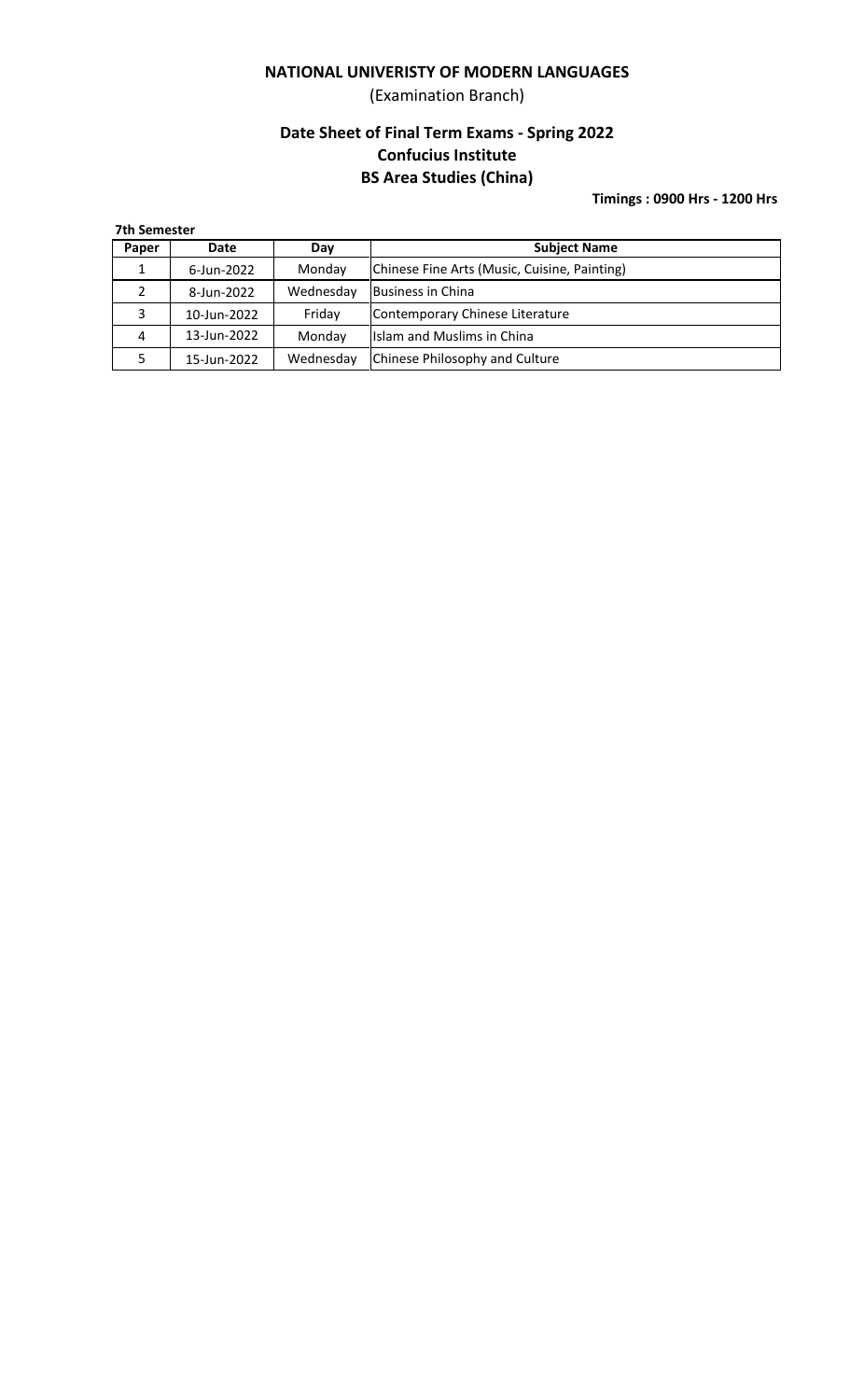# NATIONAL UNIVERISTY OF MODERN LANGUAGES

(Examination Branch)

## Date Sheet of Final Term Exams - Spring 2022
## Confucius Institute
## BS Area Studies (China)

**Timings : 0900 Hrs - 1200 Hrs**

**7th Semester**

| Paper | Date | Day | Subject Name |
|---|---|---|---|
| 1 | 6-Jun-2022 | Monday | Chinese Fine Arts (Music, Cuisine, Painting) |
| 2 | 8-Jun-2022 | Wednesday | Business in China |
| 3 | 10-Jun-2022 | Friday | Contemporary Chinese Literature |
| 4 | 13-Jun-2022 | Monday | Islam and Muslims in China |
| 5 | 15-Jun-2022 | Wednesday | Chinese Philosophy and Culture |